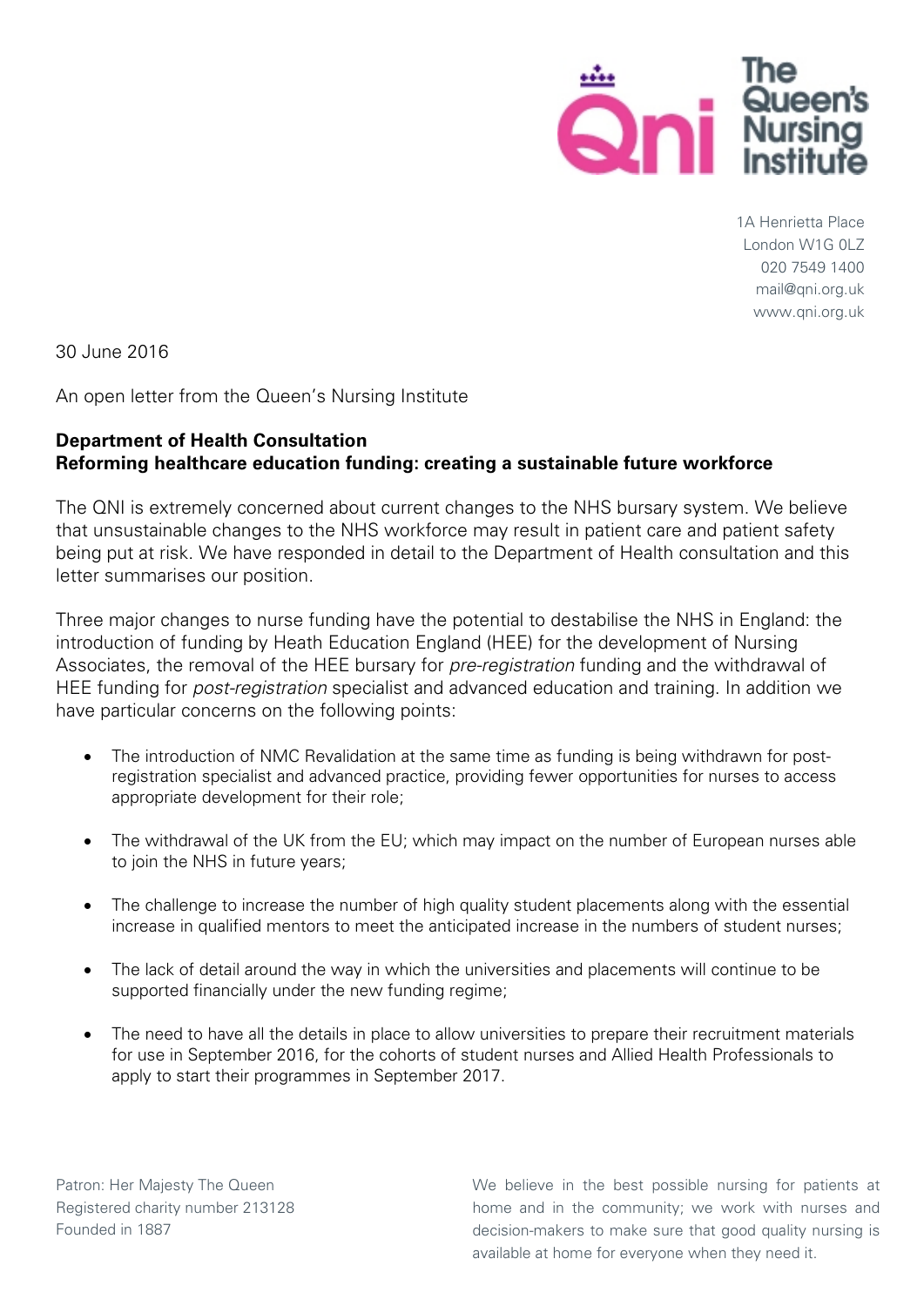The Queen's Nursing Institute

1A Henrietta Place
London W1G 0LZ
020 7549 1400
mail@qni.org.uk
www.qni.org.uk

30 June 2016

An open letter from the Queen's Nursing Institute

**Department of Health Consultation**
**Reforming healthcare education funding: creating a sustainable future workforce**

The QNI is extremely concerned about current changes to the NHS bursary system. We believe that unsustainable changes to the NHS workforce may result in patient care and patient safety being put at risk. We have responded in detail to the Department of Health consultation and this letter summarises our position.

Three major changes to nurse funding have the potential to destabilise the NHS in England: the introduction of funding by Heath Education England (HEE) for the development of Nursing Associates, the removal of the HEE bursary for *pre-registration* funding and the withdrawal of HEE funding for *post-registration* specialist and advanced education and training. In addition we have particular concerns on the following points:

- The introduction of NMC Revalidation at the same time as funding is being withdrawn for post-registration specialist and advanced practice, providing fewer opportunities for nurses to access appropriate development for their role;
- The withdrawal of the UK from the EU; which may impact on the number of European nurses able to join the NHS in future years;
- The challenge to increase the number of high quality student placements along with the essential increase in qualified mentors to meet the anticipated increase in the numbers of student nurses;
- The lack of detail around the way in which the universities and placements will continue to be supported financially under the new funding regime;
- The need to have all the details in place to allow universities to prepare their recruitment materials for use in September 2016, for the cohorts of student nurses and Allied Health Professionals to apply to start their programmes in September 2017.

Patron: Her Majesty The Queen
Registered charity number 213128
Founded in 1887

We believe in the best possible nursing for patients at home and in the community; we work with nurses and decision-makers to make sure that good quality nursing is available at home for everyone when they need it.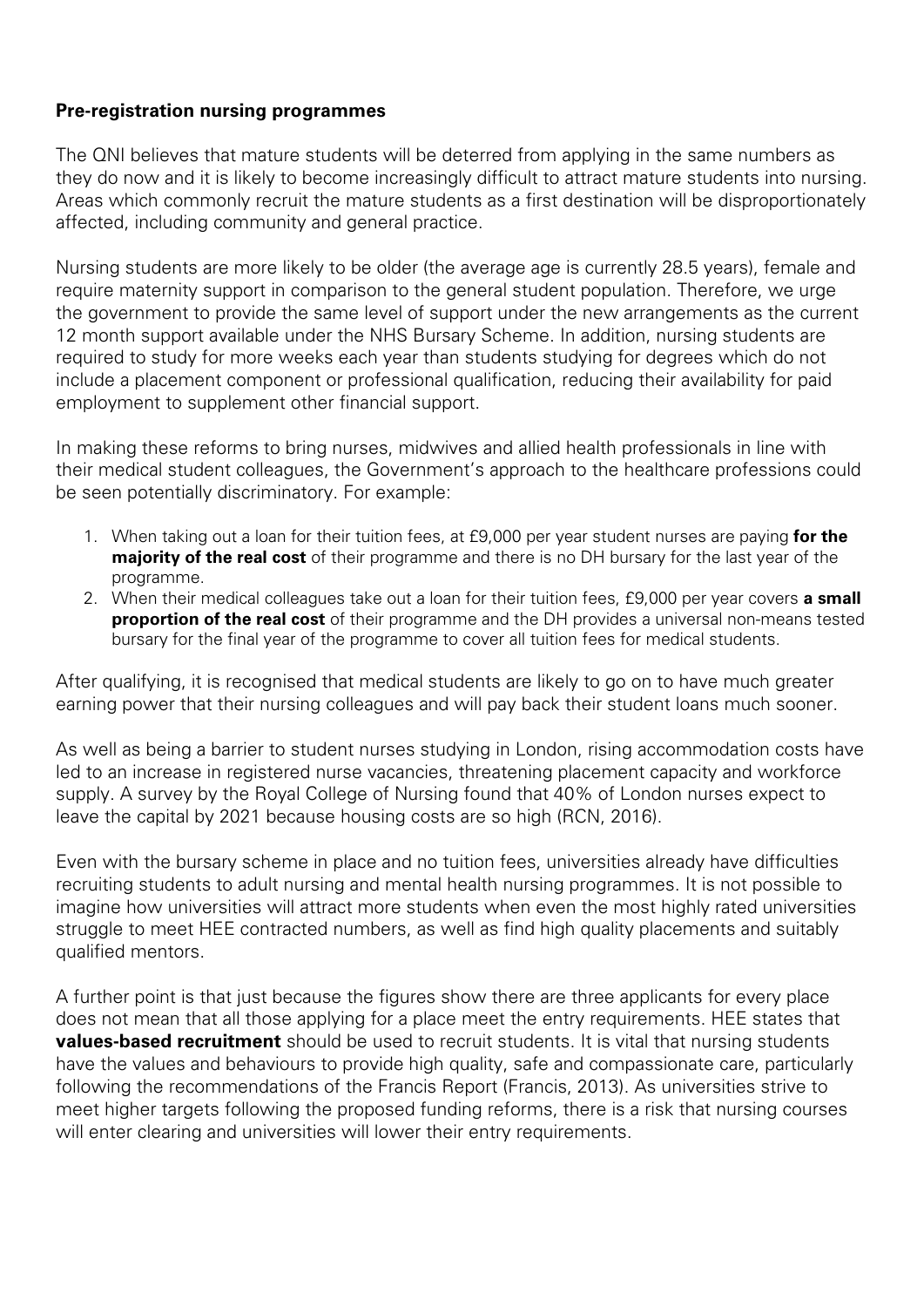**Pre-registration nursing programmes**

The QNI believes that mature students will be deterred from applying in the same numbers as they do now and it is likely to become increasingly difficult to attract mature students into nursing. Areas which commonly recruit the mature students as a first destination will be disproportionately affected, including community and general practice.

Nursing students are more likely to be older (the average age is currently 28.5 years), female and require maternity support in comparison to the general student population. Therefore, we urge the government to provide the same level of support under the new arrangements as the current 12 month support available under the NHS Bursary Scheme. In addition, nursing students are required to study for more weeks each year than students studying for degrees which do not include a placement component or professional qualification, reducing their availability for paid employment to supplement other financial support.

In making these reforms to bring nurses, midwives and allied health professionals in line with their medical student colleagues, the Government's approach to the healthcare professions could be seen potentially discriminatory. For example:

1. When taking out a loan for their tuition fees, at £9,000 per year student nurses are paying **for the majority of the real cost** of their programme and there is no DH bursary for the last year of the programme.
2. When their medical colleagues take out a loan for their tuition fees, £9,000 per year covers **a small proportion of the real cost** of their programme and the DH provides a universal non-means tested bursary for the final year of the programme to cover all tuition fees for medical students.

After qualifying, it is recognised that medical students are likely to go on to have much greater earning power that their nursing colleagues and will pay back their student loans much sooner.

As well as being a barrier to student nurses studying in London, rising accommodation costs have led to an increase in registered nurse vacancies, threatening placement capacity and workforce supply. A survey by the Royal College of Nursing found that 40% of London nurses expect to leave the capital by 2021 because housing costs are so high (RCN, 2016).

Even with the bursary scheme in place and no tuition fees, universities already have difficulties recruiting students to adult nursing and mental health nursing programmes. It is not possible to imagine how universities will attract more students when even the most highly rated universities struggle to meet HEE contracted numbers, as well as find high quality placements and suitably qualified mentors.

A further point is that just because the figures show there are three applicants for every place does not mean that all those applying for a place meet the entry requirements. HEE states that **values-based recruitment** should be used to recruit students. It is vital that nursing students have the values and behaviours to provide high quality, safe and compassionate care, particularly following the recommendations of the Francis Report (Francis, 2013). As universities strive to meet higher targets following the proposed funding reforms, there is a risk that nursing courses will enter clearing and universities will lower their entry requirements.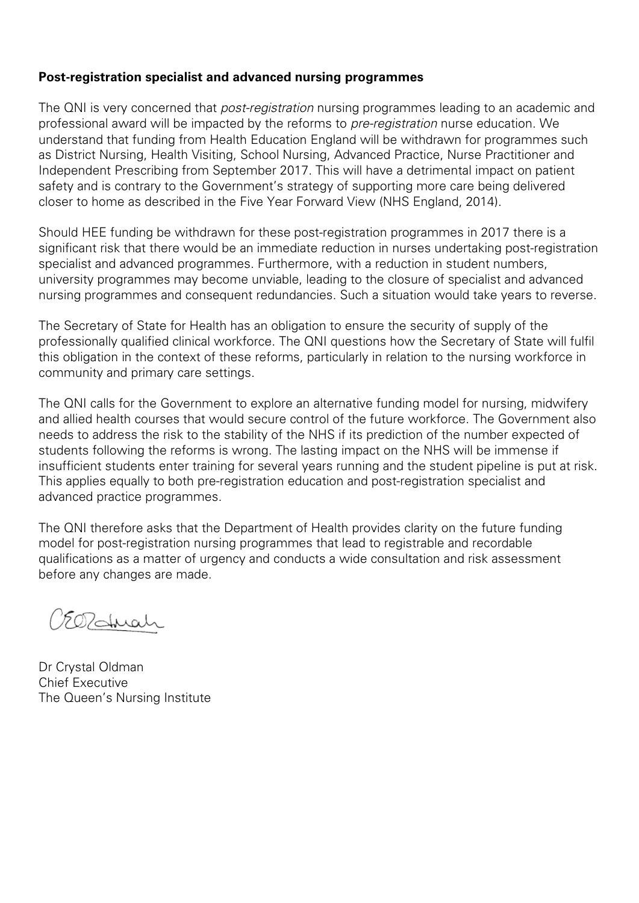**Post-registration specialist and advanced nursing programmes**

The QNI is very concerned that *post-registration* nursing programmes leading to an academic and professional award will be impacted by the reforms to *pre-registration* nurse education. We understand that funding from Health Education England will be withdrawn for programmes such as District Nursing, Health Visiting, School Nursing, Advanced Practice, Nurse Practitioner and Independent Prescribing from September 2017. This will have a detrimental impact on patient safety and is contrary to the Government's strategy of supporting more care being delivered closer to home as described in the Five Year Forward View (NHS England, 2014).

Should HEE funding be withdrawn for these post-registration programmes in 2017 there is a significant risk that there would be an immediate reduction in nurses undertaking post-registration specialist and advanced programmes. Furthermore, with a reduction in student numbers, university programmes may become unviable, leading to the closure of specialist and advanced nursing programmes and consequent redundancies. Such a situation would take years to reverse.

The Secretary of State for Health has an obligation to ensure the security of supply of the professionally qualified clinical workforce. The QNI questions how the Secretary of State will fulfil this obligation in the context of these reforms, particularly in relation to the nursing workforce in community and primary care settings.

The QNI calls for the Government to explore an alternative funding model for nursing, midwifery and allied health courses that would secure control of the future workforce. The Government also needs to address the risk to the stability of the NHS if its prediction of the number expected of students following the reforms is wrong. The lasting impact on the NHS will be immense if insufficient students enter training for several years running and the student pipeline is put at risk. This applies equally to both pre-registration education and post-registration specialist and advanced practice programmes.

The QNI therefore asks that the Department of Health provides clarity on the future funding model for post-registration nursing programmes that lead to registrable and recordable qualifications as a matter of urgency and conducts a wide consultation and risk assessment before any changes are made.

Dr Crystal Oldman
Chief Executive
The Queen's Nursing Institute